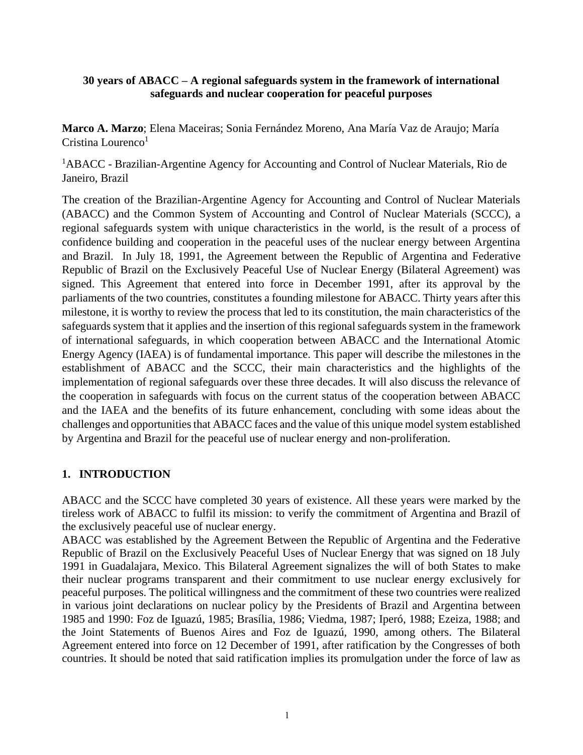**30 years of ABACC – A regional safeguards system in the framework of international safeguards and nuclear cooperation for peaceful purposes**

**Marco A. Marzo**; Elena Maceiras; Sonia Fernández Moreno, Ana María Vaz de Araujo; María Cristina Lourenco[1]

[1]ABACC - Brazilian-Argentine Agency for Accounting and Control of Nuclear Materials, Rio de Janeiro, Brazil

The creation of the Brazilian-Argentine Agency for Accounting and Control of Nuclear Materials (ABACC) and the Common System of Accounting and Control of Nuclear Materials (SCCC), a regional safeguards system with unique characteristics in the world, is the result of a process of confidence building and cooperation in the peaceful uses of the nuclear energy between Argentina and Brazil. In July 18, 1991, the Agreement between the Republic of Argentina and Federative Republic of Brazil on the Exclusively Peaceful Use of Nuclear Energy (Bilateral Agreement) was signed. This Agreement that entered into force in December 1991, after its approval by the parliaments of the two countries, constitutes a founding milestone for ABACC. Thirty years after this milestone, it is worthy to review the process that led to its constitution, the main characteristics of the safeguards system that it applies and the insertion of this regional safeguards system in the framework of international safeguards, in which cooperation between ABACC and the International Atomic Energy Agency (IAEA) is of fundamental importance. This paper will describe the milestones in the establishment of ABACC and the SCCC, their main characteristics and the highlights of the implementation of regional safeguards over these three decades. It will also discuss the relevance of the cooperation in safeguards with focus on the current status of the cooperation between ABACC and the IAEA and the benefits of its future enhancement, concluding with some ideas about the challenges and opportunities that ABACC faces and the value of this unique model system established by Argentina and Brazil for the peaceful use of nuclear energy and non-proliferation.

## 1. INTRODUCTION

ABACC and the SCCC have completed 30 years of existence. All these years were marked by the tireless work of ABACC to fulfil its mission: to verify the commitment of Argentina and Brazil of the exclusively peaceful use of nuclear energy.

ABACC was established by the Agreement Between the Republic of Argentina and the Federative Republic of Brazil on the Exclusively Peaceful Uses of Nuclear Energy that was signed on 18 July 1991 in Guadalajara, Mexico. This Bilateral Agreement signalizes the will of both States to make their nuclear programs transparent and their commitment to use nuclear energy exclusively for peaceful purposes. The political willingness and the commitment of these two countries were realized in various joint declarations on nuclear policy by the Presidents of Brazil and Argentina between 1985 and 1990: Foz de Iguazú, 1985; Brasília, 1986; Viedma, 1987; Iperó, 1988; Ezeiza, 1988; and the Joint Statements of Buenos Aires and Foz de Iguazú, 1990, among others. The Bilateral Agreement entered into force on 12 December of 1991, after ratification by the Congresses of both countries. It should be noted that said ratification implies its promulgation under the force of law as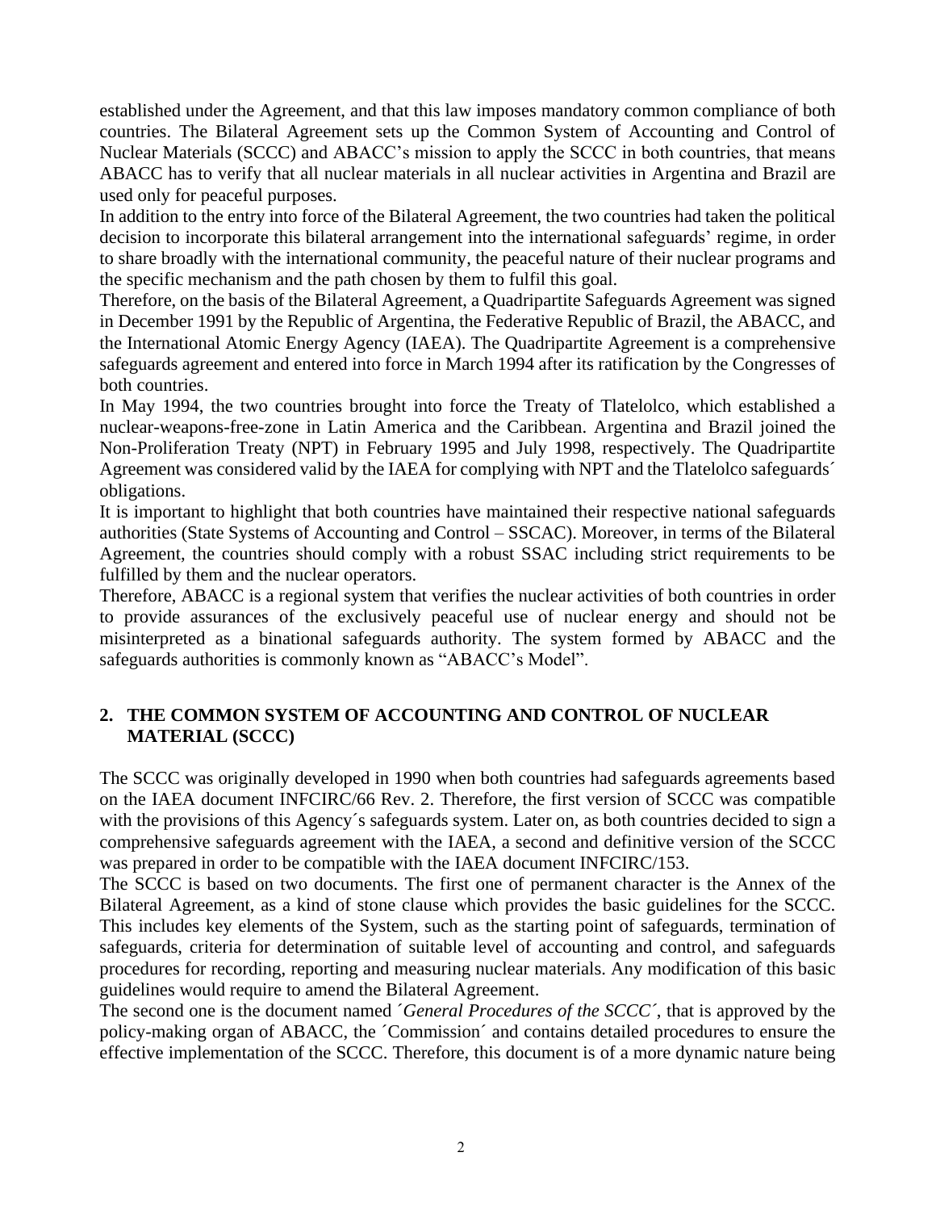established under the Agreement, and that this law imposes mandatory common compliance of both countries. The Bilateral Agreement sets up the Common System of Accounting and Control of Nuclear Materials (SCCC) and ABACC's mission to apply the SCCC in both countries, that means ABACC has to verify that all nuclear materials in all nuclear activities in Argentina and Brazil are used only for peaceful purposes.

In addition to the entry into force of the Bilateral Agreement, the two countries had taken the political decision to incorporate this bilateral arrangement into the international safeguards' regime, in order to share broadly with the international community, the peaceful nature of their nuclear programs and the specific mechanism and the path chosen by them to fulfil this goal.

Therefore, on the basis of the Bilateral Agreement, a Quadripartite Safeguards Agreement was signed in December 1991 by the Republic of Argentina, the Federative Republic of Brazil, the ABACC, and the International Atomic Energy Agency (IAEA). The Quadripartite Agreement is a comprehensive safeguards agreement and entered into force in March 1994 after its ratification by the Congresses of both countries.

In May 1994, the two countries brought into force the Treaty of Tlatelolco, which established a nuclear-weapons-free-zone in Latin America and the Caribbean. Argentina and Brazil joined the Non-Proliferation Treaty (NPT) in February 1995 and July 1998, respectively. The Quadripartite Agreement was considered valid by the IAEA for complying with NPT and the Tlatelolco safeguards´ obligations.

It is important to highlight that both countries have maintained their respective national safeguards authorities (State Systems of Accounting and Control – SSCAC). Moreover, in terms of the Bilateral Agreement, the countries should comply with a robust SSAC including strict requirements to be fulfilled by them and the nuclear operators.

Therefore, ABACC is a regional system that verifies the nuclear activities of both countries in order to provide assurances of the exclusively peaceful use of nuclear energy and should not be misinterpreted as a binational safeguards authority. The system formed by ABACC and the safeguards authorities is commonly known as "ABACC's Model".

## 2. THE COMMON SYSTEM OF ACCOUNTING AND CONTROL OF NUCLEAR MATERIAL (SCCC)

The SCCC was originally developed in 1990 when both countries had safeguards agreements based on the IAEA document INFCIRC/66 Rev. 2. Therefore, the first version of SCCC was compatible with the provisions of this Agency´s safeguards system. Later on, as both countries decided to sign a comprehensive safeguards agreement with the IAEA, a second and definitive version of the SCCC was prepared in order to be compatible with the IAEA document INFCIRC/153.

The SCCC is based on two documents. The first one of permanent character is the Annex of the Bilateral Agreement, as a kind of stone clause which provides the basic guidelines for the SCCC. This includes key elements of the System, such as the starting point of safeguards, termination of safeguards, criteria for determination of suitable level of accounting and control, and safeguards procedures for recording, reporting and measuring nuclear materials. Any modification of this basic guidelines would require to amend the Bilateral Agreement.

The second one is the document named *´General Procedures of the SCCC´*, that is approved by the policy-making organ of ABACC, the ´Commission´ and contains detailed procedures to ensure the effective implementation of the SCCC. Therefore, this document is of a more dynamic nature being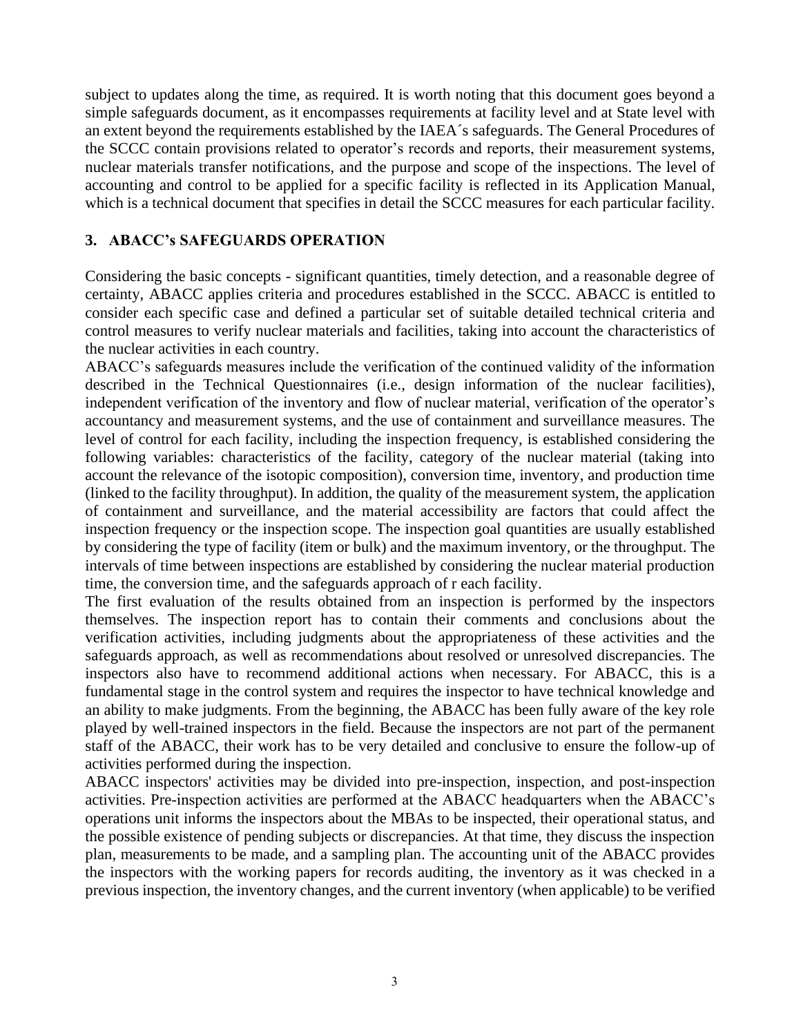subject to updates along the time, as required. It is worth noting that this document goes beyond a simple safeguards document, as it encompasses requirements at facility level and at State level with an extent beyond the requirements established by the IAEA´s safeguards. The General Procedures of the SCCC contain provisions related to operator's records and reports, their measurement systems, nuclear materials transfer notifications, and the purpose and scope of the inspections. The level of accounting and control to be applied for a specific facility is reflected in its Application Manual, which is a technical document that specifies in detail the SCCC measures for each particular facility.

## 3. ABACC's SAFEGUARDS OPERATION

Considering the basic concepts - significant quantities, timely detection, and a reasonable degree of certainty, ABACC applies criteria and procedures established in the SCCC. ABACC is entitled to consider each specific case and defined a particular set of suitable detailed technical criteria and control measures to verify nuclear materials and facilities, taking into account the characteristics of the nuclear activities in each country.

ABACC's safeguards measures include the verification of the continued validity of the information described in the Technical Questionnaires (i.e., design information of the nuclear facilities), independent verification of the inventory and flow of nuclear material, verification of the operator's accountancy and measurement systems, and the use of containment and surveillance measures. The level of control for each facility, including the inspection frequency, is established considering the following variables: characteristics of the facility, category of the nuclear material (taking into account the relevance of the isotopic composition), conversion time, inventory, and production time (linked to the facility throughput). In addition, the quality of the measurement system, the application of containment and surveillance, and the material accessibility are factors that could affect the inspection frequency or the inspection scope. The inspection goal quantities are usually established by considering the type of facility (item or bulk) and the maximum inventory, or the throughput. The intervals of time between inspections are established by considering the nuclear material production time, the conversion time, and the safeguards approach of r each facility.

The first evaluation of the results obtained from an inspection is performed by the inspectors themselves. The inspection report has to contain their comments and conclusions about the verification activities, including judgments about the appropriateness of these activities and the safeguards approach, as well as recommendations about resolved or unresolved discrepancies. The inspectors also have to recommend additional actions when necessary. For ABACC, this is a fundamental stage in the control system and requires the inspector to have technical knowledge and an ability to make judgments. From the beginning, the ABACC has been fully aware of the key role played by well-trained inspectors in the field. Because the inspectors are not part of the permanent staff of the ABACC, their work has to be very detailed and conclusive to ensure the follow-up of activities performed during the inspection.

ABACC inspectors' activities may be divided into pre-inspection, inspection, and post-inspection activities. Pre-inspection activities are performed at the ABACC headquarters when the ABACC's operations unit informs the inspectors about the MBAs to be inspected, their operational status, and the possible existence of pending subjects or discrepancies. At that time, they discuss the inspection plan, measurements to be made, and a sampling plan. The accounting unit of the ABACC provides the inspectors with the working papers for records auditing, the inventory as it was checked in a previous inspection, the inventory changes, and the current inventory (when applicable) to be verified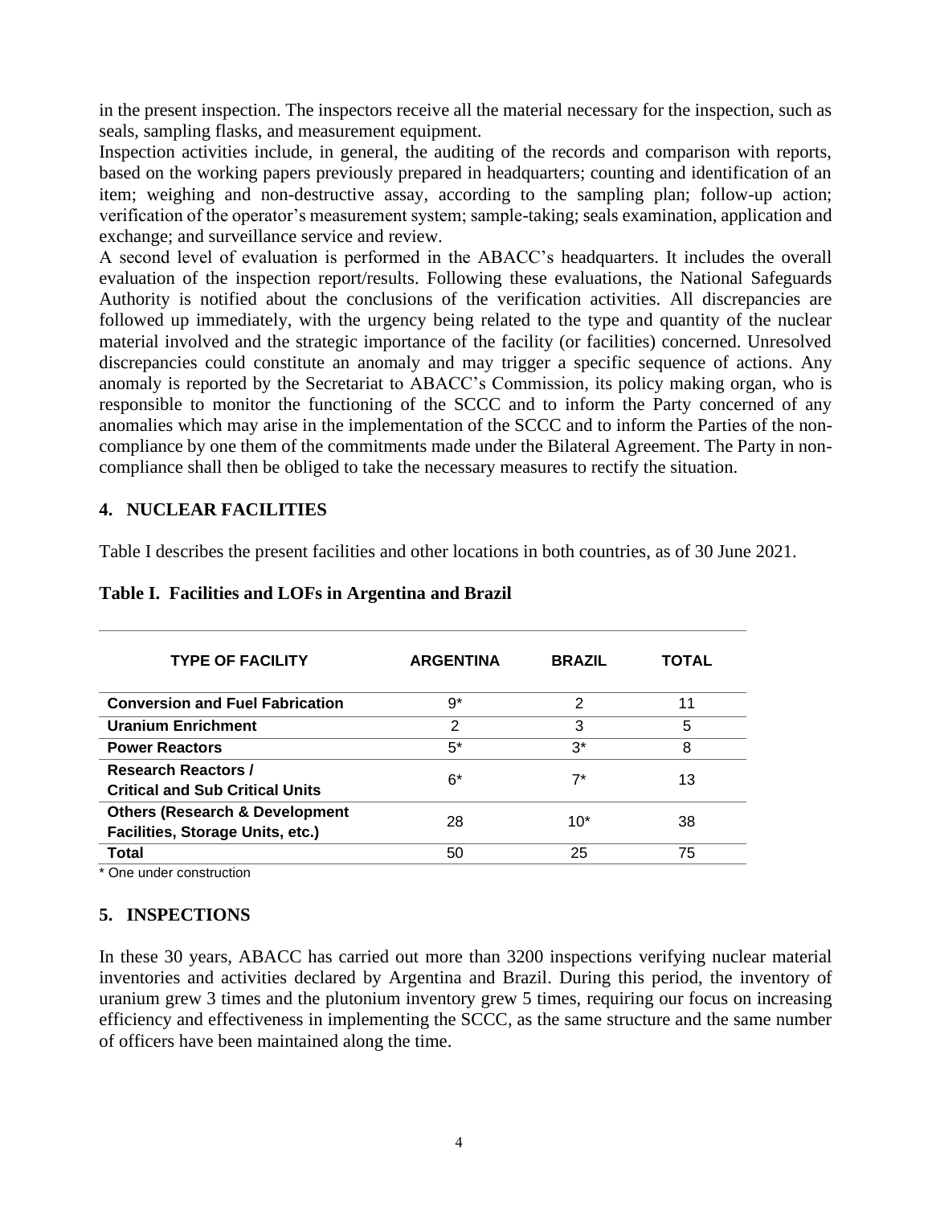in the present inspection. The inspectors receive all the material necessary for the inspection, such as seals, sampling flasks, and measurement equipment.

Inspection activities include, in general, the auditing of the records and comparison with reports, based on the working papers previously prepared in headquarters; counting and identification of an item; weighing and non-destructive assay, according to the sampling plan; follow-up action; verification of the operator's measurement system; sample-taking; seals examination, application and exchange; and surveillance service and review.

A second level of evaluation is performed in the ABACC's headquarters. It includes the overall evaluation of the inspection report/results. Following these evaluations, the National Safeguards Authority is notified about the conclusions of the verification activities. All discrepancies are followed up immediately, with the urgency being related to the type and quantity of the nuclear material involved and the strategic importance of the facility (or facilities) concerned. Unresolved discrepancies could constitute an anomaly and may trigger a specific sequence of actions. Any anomaly is reported by the Secretariat to ABACC's Commission, its policy making organ, who is responsible to monitor the functioning of the SCCC and to inform the Party concerned of any anomalies which may arise in the implementation of the SCCC and to inform the Parties of the non-compliance by one them of the commitments made under the Bilateral Agreement. The Party in non-compliance shall then be obliged to take the necessary measures to rectify the situation.

## 4. NUCLEAR FACILITIES

Table I describes the present facilities and other locations in both countries, as of 30 June 2021.

**Table I. Facilities and LOFs in Argentina and Brazil**

| TYPE OF FACILITY | ARGENTINA | BRAZIL | TOTAL |
|---|---|---|---|
| **Conversion and Fuel Fabrication** | 9* | 2 | 11 |
| **Uranium Enrichment** | 2 | 3 | 5 |
| **Power Reactors** | 5* | 3* | 8 |
| **Research Reactors / Critical and Sub Critical Units** | 6* | 7* | 13 |
| **Others (Research & Development Facilities, Storage Units, etc.)** | 28 | 10* | 38 |
| **Total** | 50 | 25 | 75 |

\* One under construction

## 5. INSPECTIONS

In these 30 years, ABACC has carried out more than 3200 inspections verifying nuclear material inventories and activities declared by Argentina and Brazil. During this period, the inventory of uranium grew 3 times and the plutonium inventory grew 5 times, requiring our focus on increasing efficiency and effectiveness in implementing the SCCC, as the same structure and the same number of officers have been maintained along the time.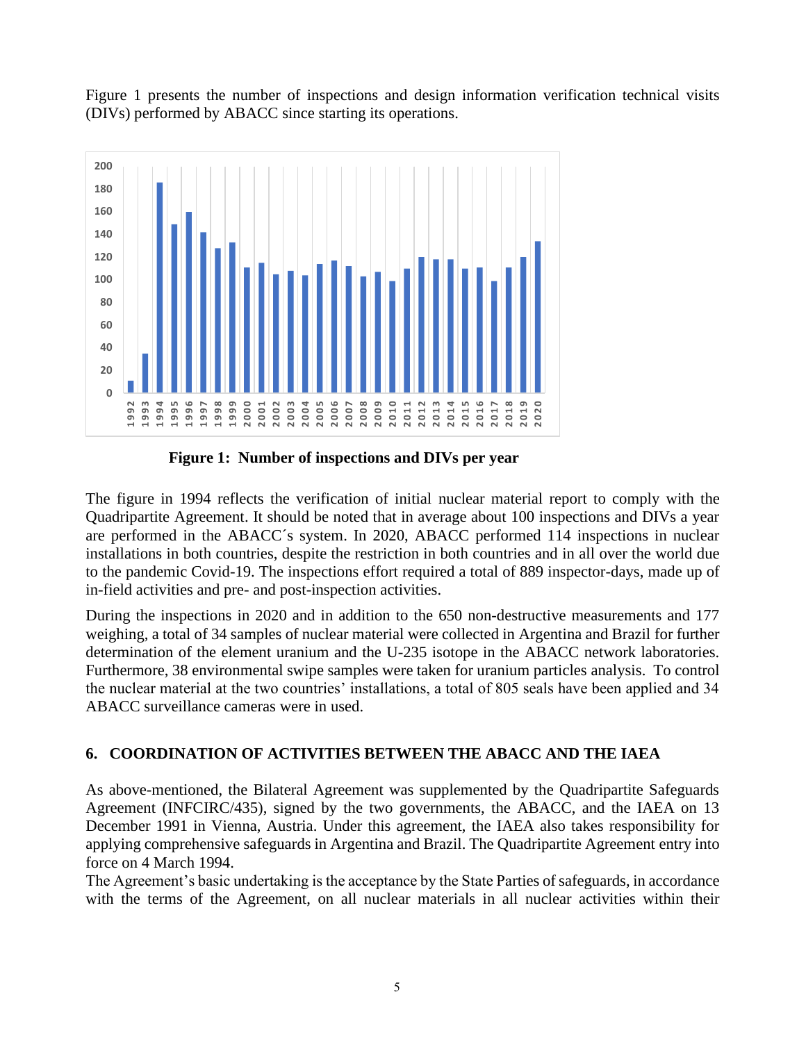Figure 1 presents the number of inspections and design information verification technical visits (DIVs) performed by ABACC since starting its operations.

**Figure 1: Number of inspections and DIVs per year**

The figure in 1994 reflects the verification of initial nuclear material report to comply with the Quadripartite Agreement. It should be noted that in average about 100 inspections and DIVs a year are performed in the ABACC´s system. In 2020, ABACC performed 114 inspections in nuclear installations in both countries, despite the restriction in both countries and in all over the world due to the pandemic Covid-19. The inspections effort required a total of 889 inspector-days, made up of in-field activities and pre- and post-inspection activities.

During the inspections in 2020 and in addition to the 650 non-destructive measurements and 177 weighing, a total of 34 samples of nuclear material were collected in Argentina and Brazil for further determination of the element uranium and the U-235 isotope in the ABACC network laboratories. Furthermore, 38 environmental swipe samples were taken for uranium particles analysis. To control the nuclear material at the two countries' installations, a total of 805 seals have been applied and 34 ABACC surveillance cameras were in used.

## 6. COORDINATION OF ACTIVITIES BETWEEN THE ABACC AND THE IAEA

As above-mentioned, the Bilateral Agreement was supplemented by the Quadripartite Safeguards Agreement (INFCIRC/435), signed by the two governments, the ABACC, and the IAEA on 13 December 1991 in Vienna, Austria. Under this agreement, the IAEA also takes responsibility for applying comprehensive safeguards in Argentina and Brazil. The Quadripartite Agreement entry into force on 4 March 1994.

The Agreement's basic undertaking is the acceptance by the State Parties of safeguards, in accordance with the terms of the Agreement, on all nuclear materials in all nuclear activities within their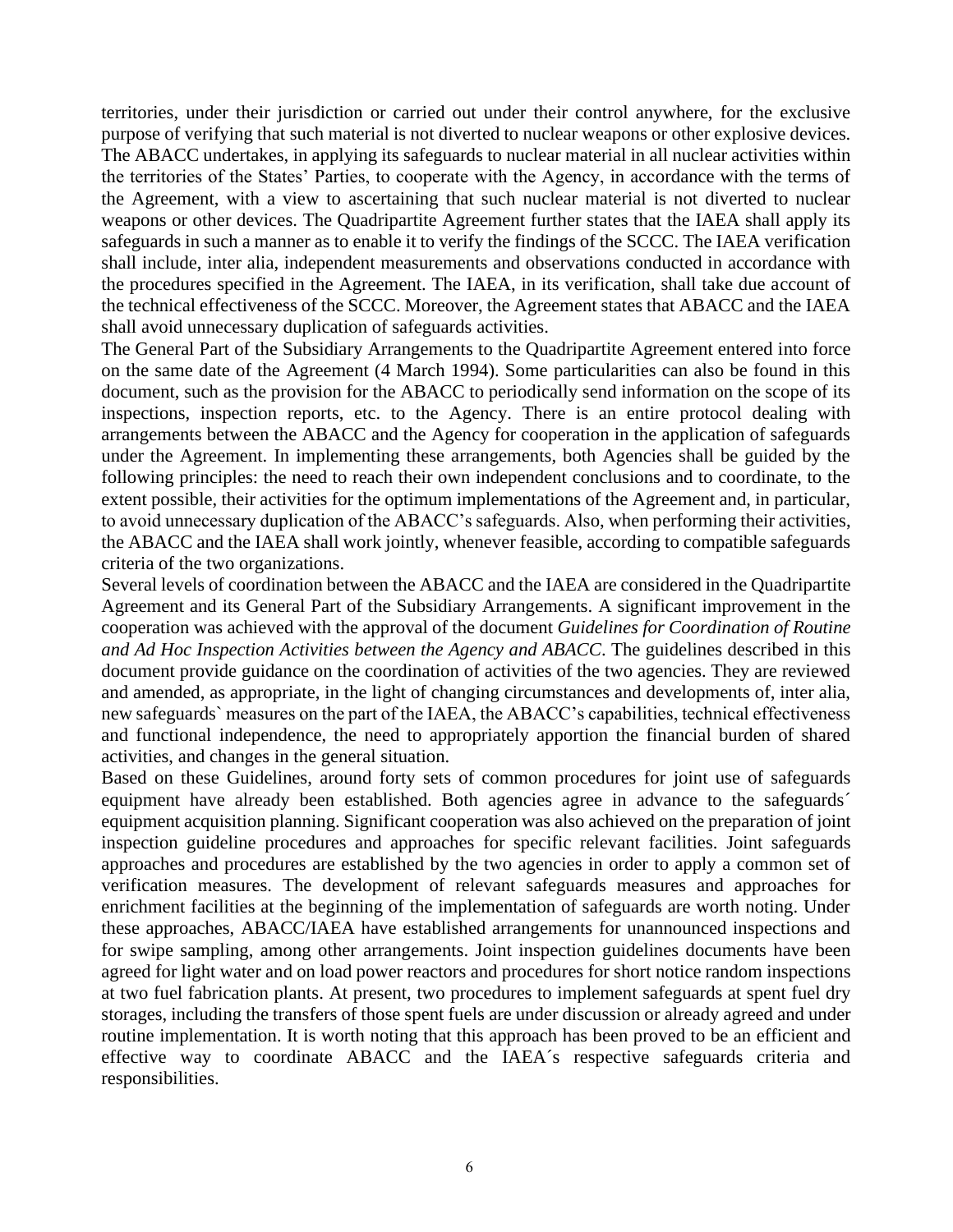territories, under their jurisdiction or carried out under their control anywhere, for the exclusive purpose of verifying that such material is not diverted to nuclear weapons or other explosive devices. The ABACC undertakes, in applying its safeguards to nuclear material in all nuclear activities within the territories of the States' Parties, to cooperate with the Agency, in accordance with the terms of the Agreement, with a view to ascertaining that such nuclear material is not diverted to nuclear weapons or other devices. The Quadripartite Agreement further states that the IAEA shall apply its safeguards in such a manner as to enable it to verify the findings of the SCCC. The IAEA verification shall include, inter alia, independent measurements and observations conducted in accordance with the procedures specified in the Agreement. The IAEA, in its verification, shall take due account of the technical effectiveness of the SCCC. Moreover, the Agreement states that ABACC and the IAEA shall avoid unnecessary duplication of safeguards activities.

The General Part of the Subsidiary Arrangements to the Quadripartite Agreement entered into force on the same date of the Agreement (4 March 1994). Some particularities can also be found in this document, such as the provision for the ABACC to periodically send information on the scope of its inspections, inspection reports, etc. to the Agency. There is an entire protocol dealing with arrangements between the ABACC and the Agency for cooperation in the application of safeguards under the Agreement. In implementing these arrangements, both Agencies shall be guided by the following principles: the need to reach their own independent conclusions and to coordinate, to the extent possible, their activities for the optimum implementations of the Agreement and, in particular, to avoid unnecessary duplication of the ABACC's safeguards. Also, when performing their activities, the ABACC and the IAEA shall work jointly, whenever feasible, according to compatible safeguards criteria of the two organizations.

Several levels of coordination between the ABACC and the IAEA are considered in the Quadripartite Agreement and its General Part of the Subsidiary Arrangements. A significant improvement in the cooperation was achieved with the approval of the document *Guidelines for Coordination of Routine and Ad Hoc Inspection Activities between the Agency and ABACC*. The guidelines described in this document provide guidance on the coordination of activities of the two agencies. They are reviewed and amended, as appropriate, in the light of changing circumstances and developments of, inter alia, new safeguards` measures on the part of the IAEA, the ABACC's capabilities, technical effectiveness and functional independence, the need to appropriately apportion the financial burden of shared activities, and changes in the general situation.

Based on these Guidelines, around forty sets of common procedures for joint use of safeguards equipment have already been established. Both agencies agree in advance to the safeguards´ equipment acquisition planning. Significant cooperation was also achieved on the preparation of joint inspection guideline procedures and approaches for specific relevant facilities. Joint safeguards approaches and procedures are established by the two agencies in order to apply a common set of verification measures. The development of relevant safeguards measures and approaches for enrichment facilities at the beginning of the implementation of safeguards are worth noting. Under these approaches, ABACC/IAEA have established arrangements for unannounced inspections and for swipe sampling, among other arrangements. Joint inspection guidelines documents have been agreed for light water and on load power reactors and procedures for short notice random inspections at two fuel fabrication plants. At present, two procedures to implement safeguards at spent fuel dry storages, including the transfers of those spent fuels are under discussion or already agreed and under routine implementation. It is worth noting that this approach has been proved to be an efficient and effective way to coordinate ABACC and the IAEA´s respective safeguards criteria and responsibilities.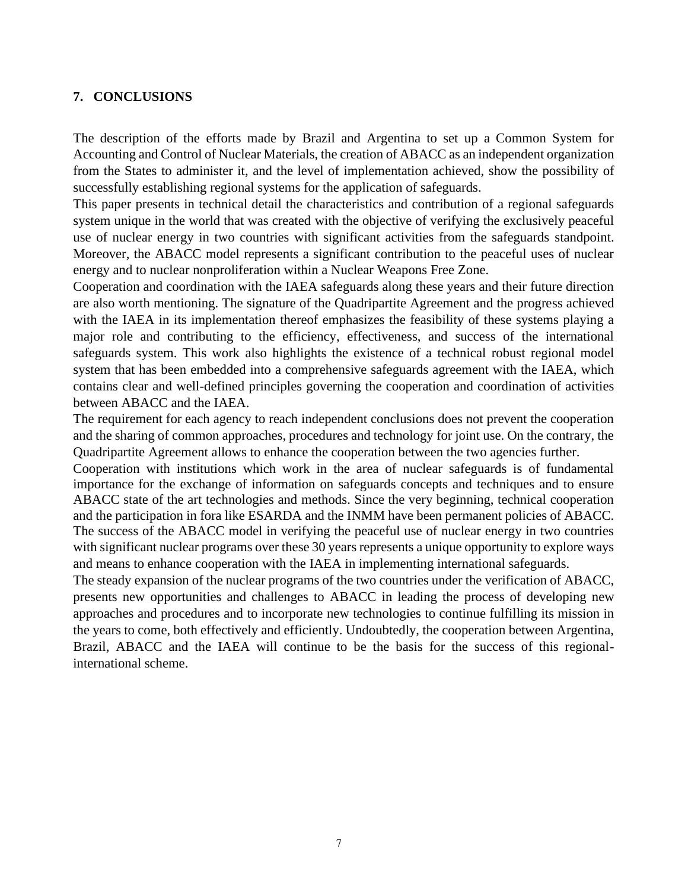## 7. CONCLUSIONS

The description of the efforts made by Brazil and Argentina to set up a Common System for Accounting and Control of Nuclear Materials, the creation of ABACC as an independent organization from the States to administer it, and the level of implementation achieved, show the possibility of successfully establishing regional systems for the application of safeguards.

This paper presents in technical detail the characteristics and contribution of a regional safeguards system unique in the world that was created with the objective of verifying the exclusively peaceful use of nuclear energy in two countries with significant activities from the safeguards standpoint. Moreover, the ABACC model represents a significant contribution to the peaceful uses of nuclear energy and to nuclear nonproliferation within a Nuclear Weapons Free Zone.

Cooperation and coordination with the IAEA safeguards along these years and their future direction are also worth mentioning. The signature of the Quadripartite Agreement and the progress achieved with the IAEA in its implementation thereof emphasizes the feasibility of these systems playing a major role and contributing to the efficiency, effectiveness, and success of the international safeguards system. This work also highlights the existence of a technical robust regional model system that has been embedded into a comprehensive safeguards agreement with the IAEA, which contains clear and well-defined principles governing the cooperation and coordination of activities between ABACC and the IAEA.

The requirement for each agency to reach independent conclusions does not prevent the cooperation and the sharing of common approaches, procedures and technology for joint use. On the contrary, the Quadripartite Agreement allows to enhance the cooperation between the two agencies further.

Cooperation with institutions which work in the area of nuclear safeguards is of fundamental importance for the exchange of information on safeguards concepts and techniques and to ensure ABACC state of the art technologies and methods. Since the very beginning, technical cooperation and the participation in fora like ESARDA and the INMM have been permanent policies of ABACC.

The success of the ABACC model in verifying the peaceful use of nuclear energy in two countries with significant nuclear programs over these 30 years represents a unique opportunity to explore ways and means to enhance cooperation with the IAEA in implementing international safeguards.

The steady expansion of the nuclear programs of the two countries under the verification of ABACC, presents new opportunities and challenges to ABACC in leading the process of developing new approaches and procedures and to incorporate new technologies to continue fulfilling its mission in the years to come, both effectively and efficiently. Undoubtedly, the cooperation between Argentina, Brazil, ABACC and the IAEA will continue to be the basis for the success of this regional-international scheme.